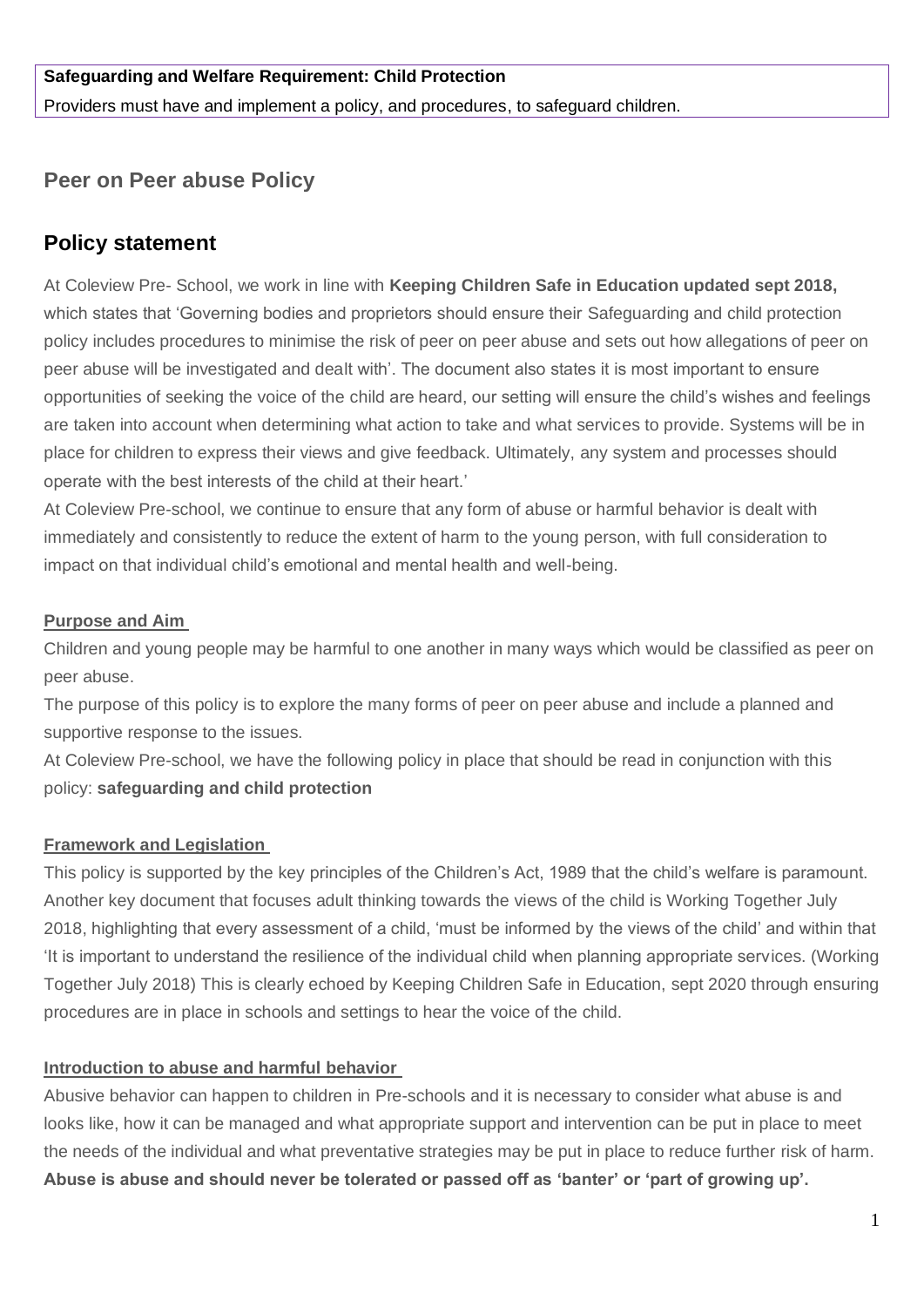**Safeguarding and Welfare Requirement: Child Protection**

Providers must have and implement a policy, and procedures, to safeguard children.

## Peer on Peer abuse Policy

## Policy statement

At Coleview Pre- School, we work in line with **Keeping Children Safe in Education updated sept 2018,** which states that 'Governing bodies and proprietors should ensure their Safeguarding and child protection policy includes procedures to minimise the risk of peer on peer abuse and sets out how allegations of peer on peer abuse will be investigated and dealt with'. The document also states it is most important to ensure opportunities of seeking the voice of the child are heard, our setting will ensure the child's wishes and feelings are taken into account when determining what action to take and what services to provide. Systems will be in place for children to express their views and give feedback. Ultimately, any system and processes should operate with the best interests of the child at their heart.'

At Coleview Pre-school, we continue to ensure that any form of abuse or harmful behavior is dealt with immediately and consistently to reduce the extent of harm to the young person, with full consideration to impact on that individual child's emotional and mental health and well-being.

### Purpose and Aim

Children and young people may be harmful to one another in many ways which would be classified as peer on peer abuse.

The purpose of this policy is to explore the many forms of peer on peer abuse and include a planned and supportive response to the issues.

At Coleview Pre-school, we have the following policy in place that should be read in conjunction with this policy: **safeguarding and child protection**

### Framework and Legislation

This policy is supported by the key principles of the Children's Act, 1989 that the child's welfare is paramount. Another key document that focuses adult thinking towards the views of the child is Working Together July 2018, highlighting that every assessment of a child, 'must be informed by the views of the child' and within that 'It is important to understand the resilience of the individual child when planning appropriate services. (Working Together July 2018) This is clearly echoed by Keeping Children Safe in Education, sept 2020 through ensuring procedures are in place in schools and settings to hear the voice of the child.

### Introduction to abuse and harmful behavior

Abusive behavior can happen to children in Pre-schools and it is necessary to consider what abuse is and looks like, how it can be managed and what appropriate support and intervention can be put in place to meet the needs of the individual and what preventative strategies may be put in place to reduce further risk of harm.

**Abuse is abuse and should never be tolerated or passed off as 'banter' or 'part of growing up'.**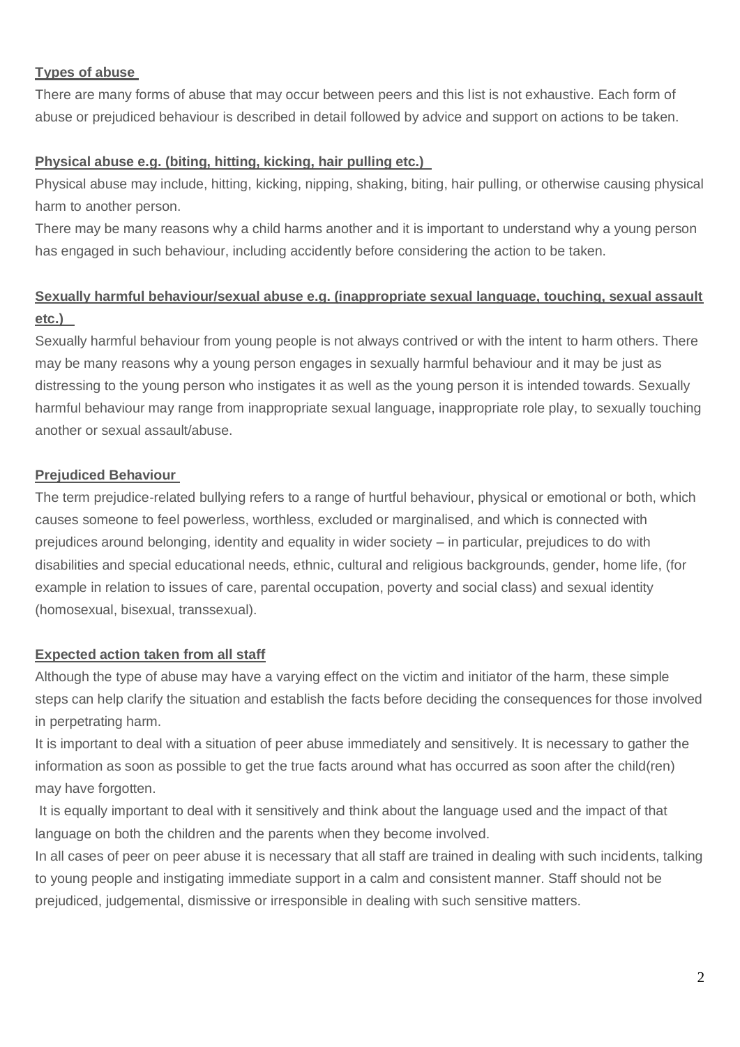**Types of abuse**

There are many forms of abuse that may occur between peers and this list is not exhaustive. Each form of abuse or prejudiced behaviour is described in detail followed by advice and support on actions to be taken.

**Physical abuse e.g. (biting, hitting, kicking, hair pulling etc.)**

Physical abuse may include, hitting, kicking, nipping, shaking, biting, hair pulling, or otherwise causing physical harm to another person.

There may be many reasons why a child harms another and it is important to understand why a young person has engaged in such behaviour, including accidently before considering the action to be taken.

**Sexually harmful behaviour/sexual abuse e.g. (inappropriate sexual language, touching, sexual assault etc.)**

Sexually harmful behaviour from young people is not always contrived or with the intent to harm others. There may be many reasons why a young person engages in sexually harmful behaviour and it may be just as distressing to the young person who instigates it as well as the young person it is intended towards. Sexually harmful behaviour may range from inappropriate sexual language, inappropriate role play, to sexually touching another or sexual assault/abuse.

**Prejudiced Behaviour**

The term prejudice-related bullying refers to a range of hurtful behaviour, physical or emotional or both, which causes someone to feel powerless, worthless, excluded or marginalised, and which is connected with prejudices around belonging, identity and equality in wider society – in particular, prejudices to do with disabilities and special educational needs, ethnic, cultural and religious backgrounds, gender, home life, (for example in relation to issues of care, parental occupation, poverty and social class) and sexual identity (homosexual, bisexual, transsexual).

**Expected action taken from all staff**

Although the type of abuse may have a varying effect on the victim and initiator of the harm, these simple steps can help clarify the situation and establish the facts before deciding the consequences for those involved in perpetrating harm.

It is important to deal with a situation of peer abuse immediately and sensitively. It is necessary to gather the information as soon as possible to get the true facts around what has occurred as soon after the child(ren) may have forgotten.

It is equally important to deal with it sensitively and think about the language used and the impact of that language on both the children and the parents when they become involved.

In all cases of peer on peer abuse it is necessary that all staff are trained in dealing with such incidents, talking to young people and instigating immediate support in a calm and consistent manner. Staff should not be prejudiced, judgemental, dismissive or irresponsible in dealing with such sensitive matters.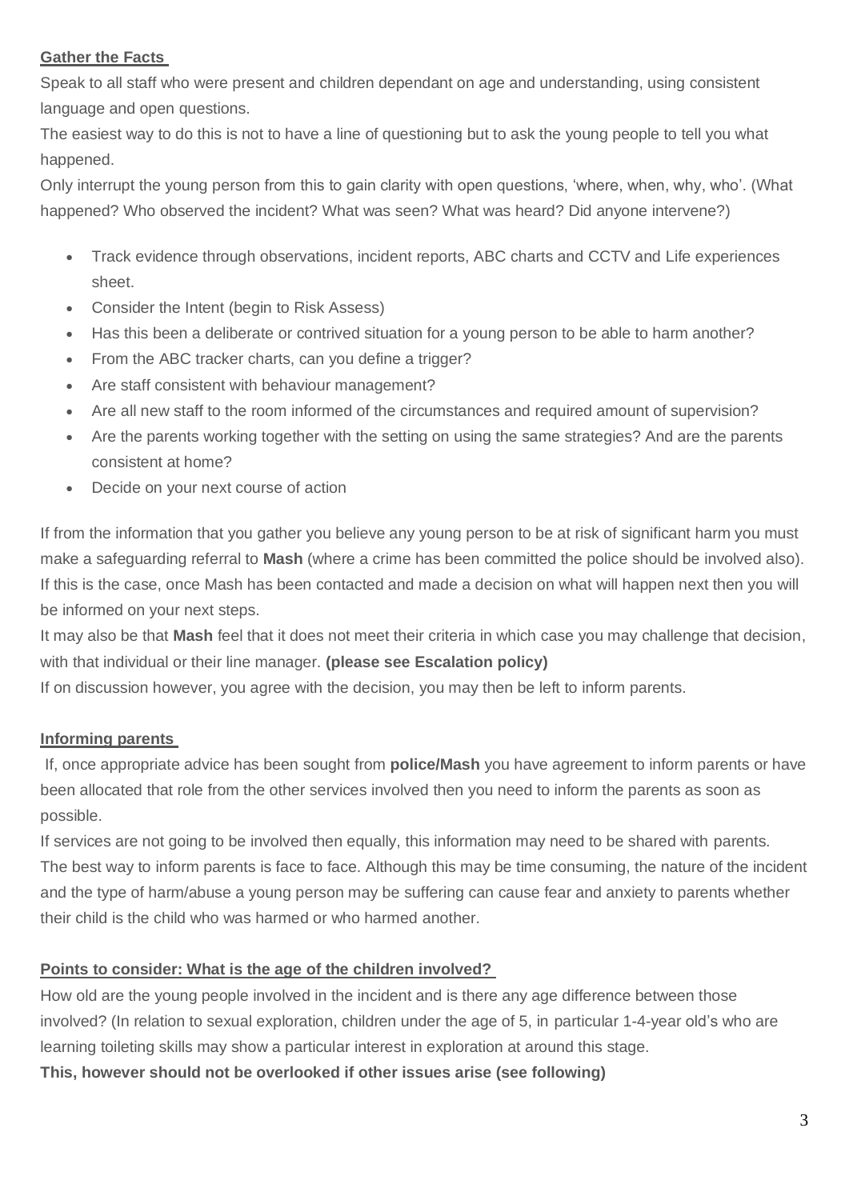**Gather the Facts**

Speak to all staff who were present and children dependant on age and understanding, using consistent language and open questions.

The easiest way to do this is not to have a line of questioning but to ask the young people to tell you what happened.

Only interrupt the young person from this to gain clarity with open questions, 'where, when, why, who'. (What happened? Who observed the incident? What was seen? What was heard? Did anyone intervene?)

- Track evidence through observations, incident reports, ABC charts and CCTV and Life experiences sheet.
- Consider the Intent (begin to Risk Assess)
- Has this been a deliberate or contrived situation for a young person to be able to harm another?
- From the ABC tracker charts, can you define a trigger?
- Are staff consistent with behaviour management?
- Are all new staff to the room informed of the circumstances and required amount of supervision?
- Are the parents working together with the setting on using the same strategies? And are the parents consistent at home?
- Decide on your next course of action

If from the information that you gather you believe any young person to be at risk of significant harm you must make a safeguarding referral to **Mash** (where a crime has been committed the police should be involved also). If this is the case, once Mash has been contacted and made a decision on what will happen next then you will be informed on your next steps.

It may also be that **Mash** feel that it does not meet their criteria in which case you may challenge that decision, with that individual or their line manager. **(please see Escalation policy)**

If on discussion however, you agree with the decision, you may then be left to inform parents.

**Informing parents**

If, once appropriate advice has been sought from **police/Mash** you have agreement to inform parents or have been allocated that role from the other services involved then you need to inform the parents as soon as possible.

If services are not going to be involved then equally, this information may need to be shared with parents. The best way to inform parents is face to face. Although this may be time consuming, the nature of the incident and the type of harm/abuse a young person may be suffering can cause fear and anxiety to parents whether their child is the child who was harmed or who harmed another.

**Points to consider: What is the age of the children involved?**

How old are the young people involved in the incident and is there any age difference between those involved? (In relation to sexual exploration, children under the age of 5, in particular 1-4-year old's who are learning toileting skills may show a particular interest in exploration at around this stage.

**This, however should not be overlooked if other issues arise (see following)**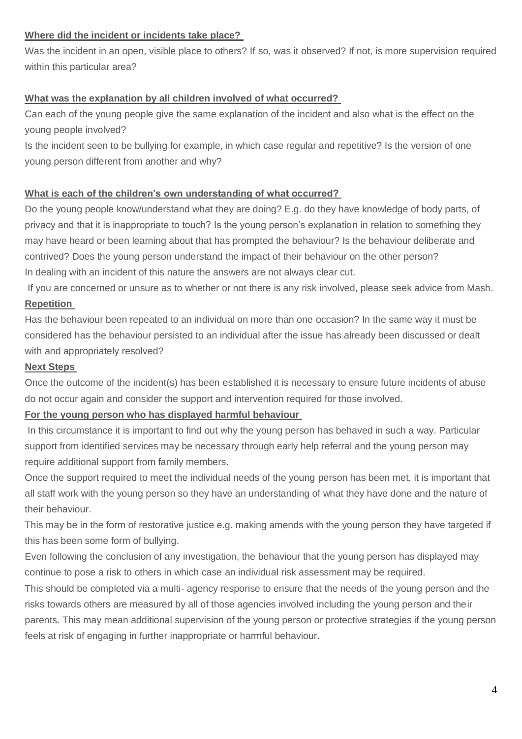**Where did the incident or incidents take place?**

Was the incident in an open, visible place to others? If so, was it observed? If not, is more supervision required within this particular area?

**What was the explanation by all children involved of what occurred?**

Can each of the young people give the same explanation of the incident and also what is the effect on the young people involved?

Is the incident seen to be bullying for example, in which case regular and repetitive? Is the version of one young person different from another and why?

**What is each of the children's own understanding of what occurred?**

Do the young people know/understand what they are doing? E.g. do they have knowledge of body parts, of privacy and that it is inappropriate to touch? Is the young person's explanation in relation to something they may have heard or been learning about that has prompted the behaviour? Is the behaviour deliberate and contrived? Does the young person understand the impact of their behaviour on the other person?

In dealing with an incident of this nature the answers are not always clear cut.

If you are concerned or unsure as to whether or not there is any risk involved, please seek advice from Mash.

**Repetition**

Has the behaviour been repeated to an individual on more than one occasion? In the same way it must be considered has the behaviour persisted to an individual after the issue has already been discussed or dealt with and appropriately resolved?

**Next Steps**

Once the outcome of the incident(s) has been established it is necessary to ensure future incidents of abuse do not occur again and consider the support and intervention required for those involved.

**For the young person who has displayed harmful behaviour**

In this circumstance it is important to find out why the young person has behaved in such a way. Particular support from identified services may be necessary through early help referral and the young person may require additional support from family members.

Once the support required to meet the individual needs of the young person has been met, it is important that all staff work with the young person so they have an understanding of what they have done and the nature of their behaviour.

This may be in the form of restorative justice e.g. making amends with the young person they have targeted if this has been some form of bullying.

Even following the conclusion of any investigation, the behaviour that the young person has displayed may continue to pose a risk to others in which case an individual risk assessment may be required.

This should be completed via a multi- agency response to ensure that the needs of the young person and the risks towards others are measured by all of those agencies involved including the young person and their parents. This may mean additional supervision of the young person or protective strategies if the young person feels at risk of engaging in further inappropriate or harmful behaviour.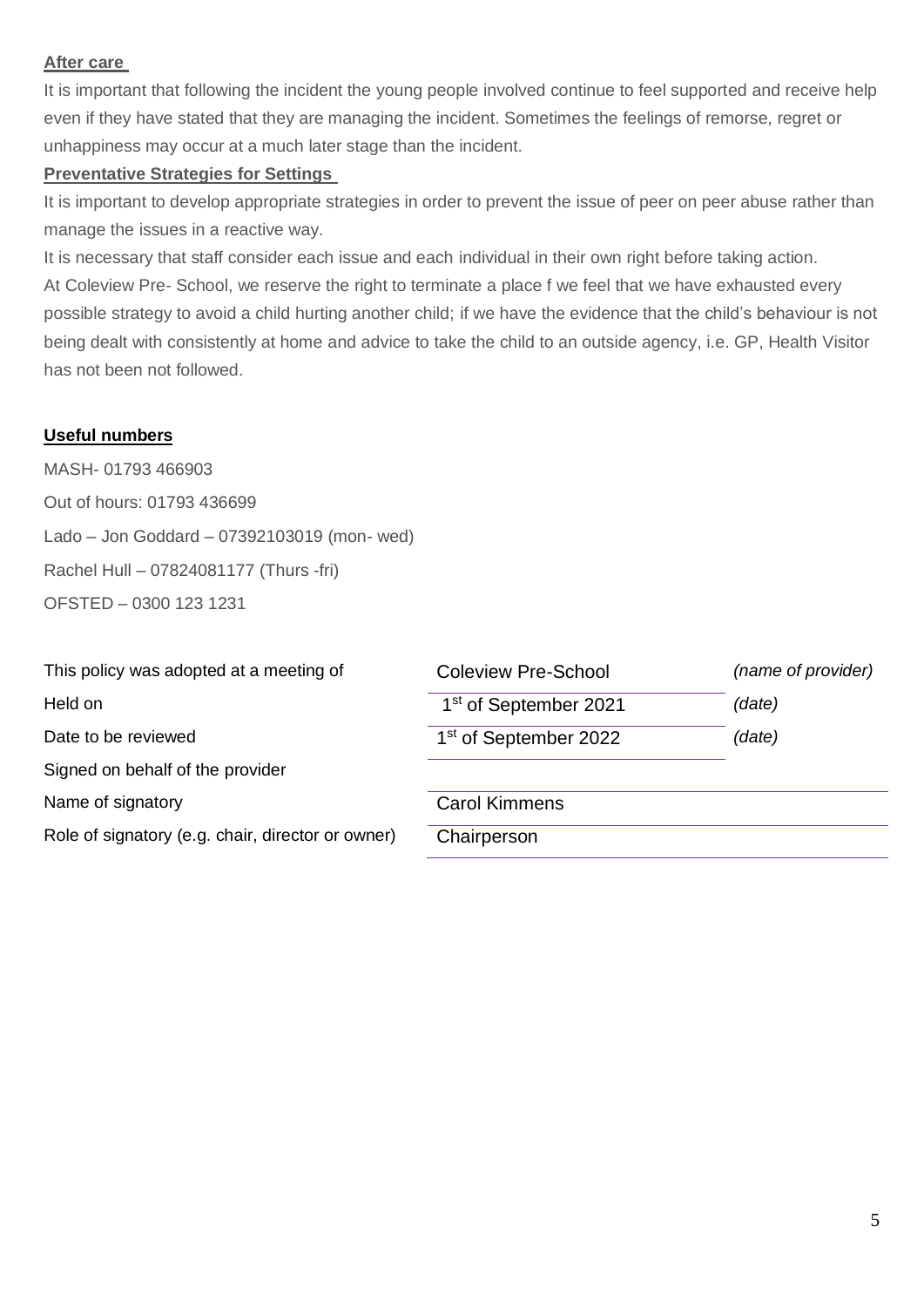**After care**

It is important that following the incident the young people involved continue to feel supported and receive help even if they have stated that they are managing the incident. Sometimes the feelings of remorse, regret or unhappiness may occur at a much later stage than the incident.

**Preventative Strategies for Settings**

It is important to develop appropriate strategies in order to prevent the issue of peer on peer abuse rather than manage the issues in a reactive way.

It is necessary that staff consider each issue and each individual in their own right before taking action.

At Coleview Pre- School, we reserve the right to terminate a place f we feel that we have exhausted every possible strategy to avoid a child hurting another child; if we have the evidence that the child's behaviour is not being dealt with consistently at home and advice to take the child to an outside agency, i.e. GP, Health Visitor has not been not followed.

**Useful numbers**

MASH- 01793 466903

Out of hours: 01793 436699

Lado – Jon Goddard – 07392103019 (mon- wed)

Rachel Hull – 07824081177 (Thurs -fri)

OFSTED – 0300 123 1231

| | | |
|---|---|---|
| This policy was adopted at a meeting of | Coleview Pre-School | *(name of provider)* |
| Held on | 1st of September 2021 | *(date)* |
| Date to be reviewed | 1st of September 2022 | *(date)* |
| Signed on behalf of the provider | | |
| Name of signatory | Carol Kimmens | |
| Role of signatory (e.g. chair, director or owner) | Chairperson | |